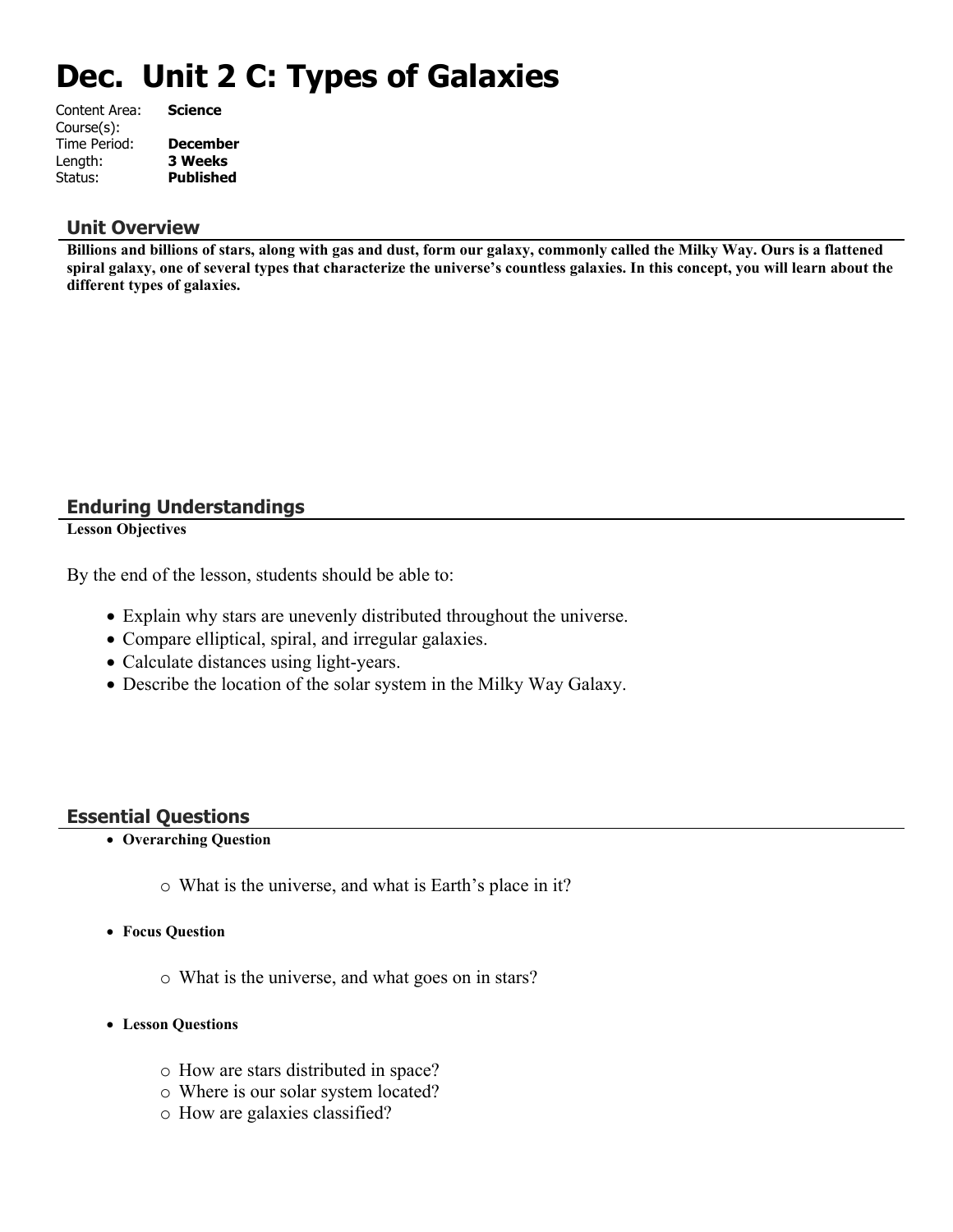# Dec. Unit 2 C: Types of Galaxies

Content Area: **Science**
Course(s):
Time Period: **December**
Length: **3 Weeks**
Status: **Published**

## Unit Overview

**Billions and billions of stars, along with gas and dust, form our galaxy, commonly called the Milky Way. Ours is a flattened spiral galaxy, one of several types that characterize the universe's countless galaxies. In this concept, you will learn about the different types of galaxies.**

## Enduring Understandings

**Lesson Objectives**

By the end of the lesson, students should be able to:

- Explain why stars are unevenly distributed throughout the universe.
- Compare elliptical, spiral, and irregular galaxies.
- Calculate distances using light-years.
- Describe the location of the solar system in the Milky Way Galaxy.

## Essential Questions

- **Overarching Question**
    - What is the universe, and what is Earth's place in it?
- **Focus Question**
    - What is the universe, and what goes on in stars?
- **Lesson Questions**
    - How are stars distributed in space?
    - Where is our solar system located?
    - How are galaxies classified?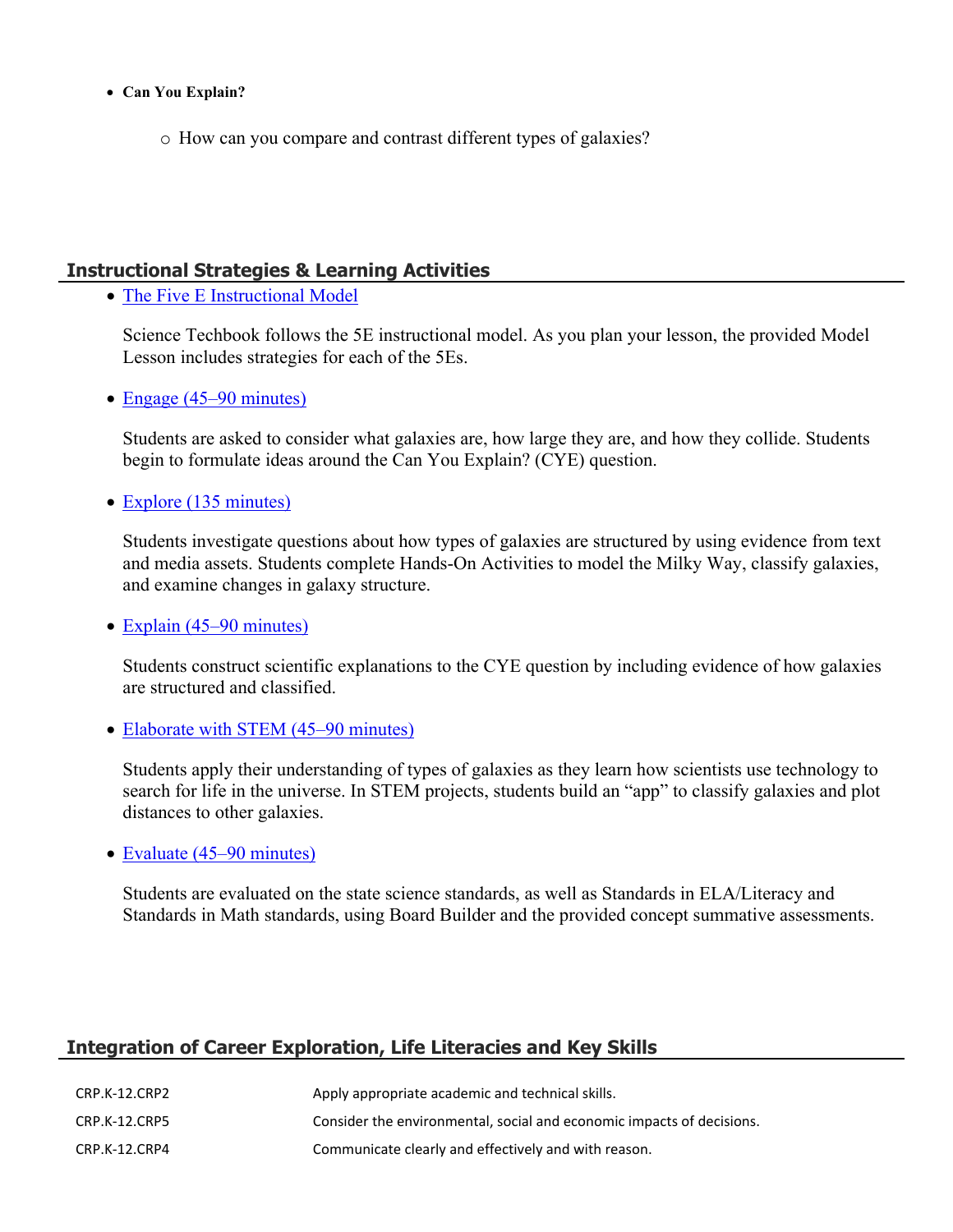- **Can You Explain?**
    - How can you compare and contrast different types of galaxies?

## Instructional Strategies & Learning Activities

- The Five E Instructional Model

  Science Techbook follows the 5E instructional model. As you plan your lesson, the provided Model Lesson includes strategies for each of the 5Es.

- Engage (45–90 minutes)

  Students are asked to consider what galaxies are, how large they are, and how they collide. Students begin to formulate ideas around the Can You Explain? (CYE) question.

- Explore (135 minutes)

  Students investigate questions about how types of galaxies are structured by using evidence from text and media assets. Students complete Hands-On Activities to model the Milky Way, classify galaxies, and examine changes in galaxy structure.

- Explain (45–90 minutes)

  Students construct scientific explanations to the CYE question by including evidence of how galaxies are structured and classified.

- Elaborate with STEM (45–90 minutes)

  Students apply their understanding of types of galaxies as they learn how scientists use technology to search for life in the universe. In STEM projects, students build an "app" to classify galaxies and plot distances to other galaxies.

- Evaluate (45–90 minutes)

  Students are evaluated on the state science standards, as well as Standards in ELA/Literacy and Standards in Math standards, using Board Builder and the provided concept summative assessments.

## Integration of Career Exploration, Life Literacies and Key Skills

| | |
|---|---|
| CRP.K-12.CRP2 | Apply appropriate academic and technical skills. |
| CRP.K-12.CRP5 | Consider the environmental, social and economic impacts of decisions. |
| CRP.K-12.CRP4 | Communicate clearly and effectively and with reason. |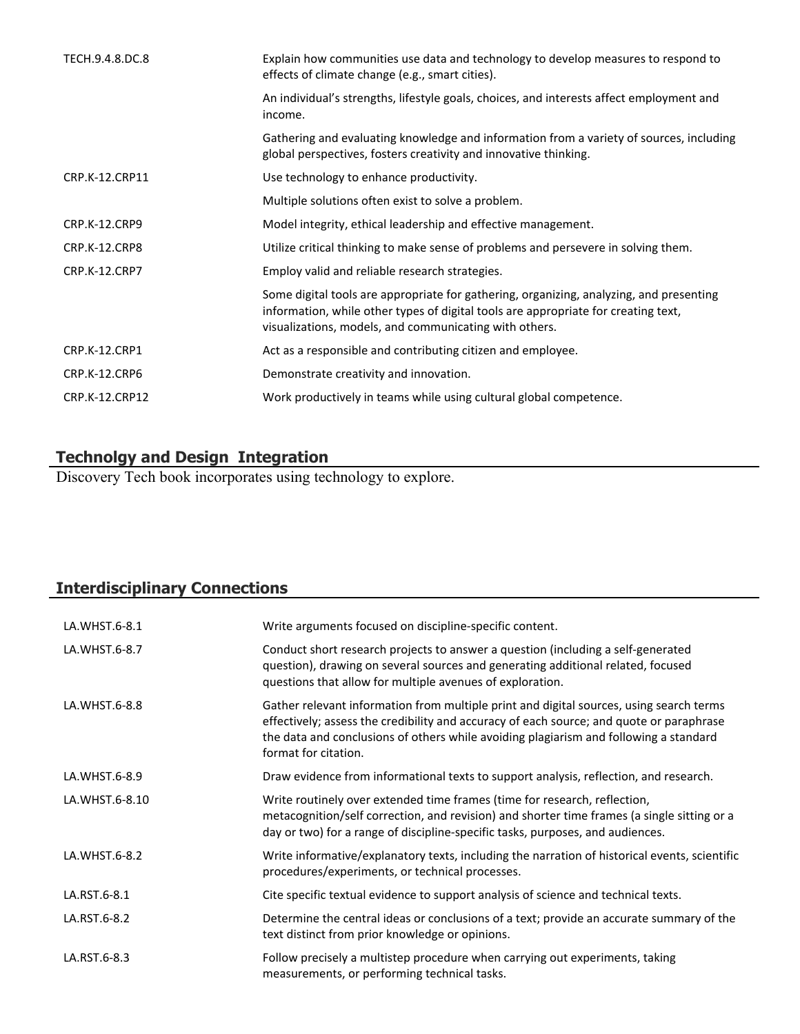| | |
|---|---|
| TECH.9.4.8.DC.8 | Explain how communities use data and technology to develop measures to respond to effects of climate change (e.g., smart cities). |
| | An individual's strengths, lifestyle goals, choices, and interests affect employment and income. |
| | Gathering and evaluating knowledge and information from a variety of sources, including global perspectives, fosters creativity and innovative thinking. |
| CRP.K-12.CRP11 | Use technology to enhance productivity. |
| | Multiple solutions often exist to solve a problem. |
| CRP.K-12.CRP9 | Model integrity, ethical leadership and effective management. |
| CRP.K-12.CRP8 | Utilize critical thinking to make sense of problems and persevere in solving them. |
| CRP.K-12.CRP7 | Employ valid and reliable research strategies. |
| | Some digital tools are appropriate for gathering, organizing, analyzing, and presenting information, while other types of digital tools are appropriate for creating text, visualizations, models, and communicating with others. |
| CRP.K-12.CRP1 | Act as a responsible and contributing citizen and employee. |
| CRP.K-12.CRP6 | Demonstrate creativity and innovation. |
| CRP.K-12.CRP12 | Work productively in teams while using cultural global competence. |

## Technolgy and Design Integration

Discovery Tech book incorporates using technology to explore.

## Interdisciplinary Connections

| | |
|---|---|
| LA.WHST.6-8.1 | Write arguments focused on discipline-specific content. |
| LA.WHST.6-8.7 | Conduct short research projects to answer a question (including a self-generated question), drawing on several sources and generating additional related, focused questions that allow for multiple avenues of exploration. |
| LA.WHST.6-8.8 | Gather relevant information from multiple print and digital sources, using search terms effectively; assess the credibility and accuracy of each source; and quote or paraphrase the data and conclusions of others while avoiding plagiarism and following a standard format for citation. |
| LA.WHST.6-8.9 | Draw evidence from informational texts to support analysis, reflection, and research. |
| LA.WHST.6-8.10 | Write routinely over extended time frames (time for research, reflection, metacognition/self correction, and revision) and shorter time frames (a single sitting or a day or two) for a range of discipline-specific tasks, purposes, and audiences. |
| LA.WHST.6-8.2 | Write informative/explanatory texts, including the narration of historical events, scientific procedures/experiments, or technical processes. |
| LA.RST.6-8.1 | Cite specific textual evidence to support analysis of science and technical texts. |
| LA.RST.6-8.2 | Determine the central ideas or conclusions of a text; provide an accurate summary of the text distinct from prior knowledge or opinions. |
| LA.RST.6-8.3 | Follow precisely a multistep procedure when carrying out experiments, taking measurements, or performing technical tasks. |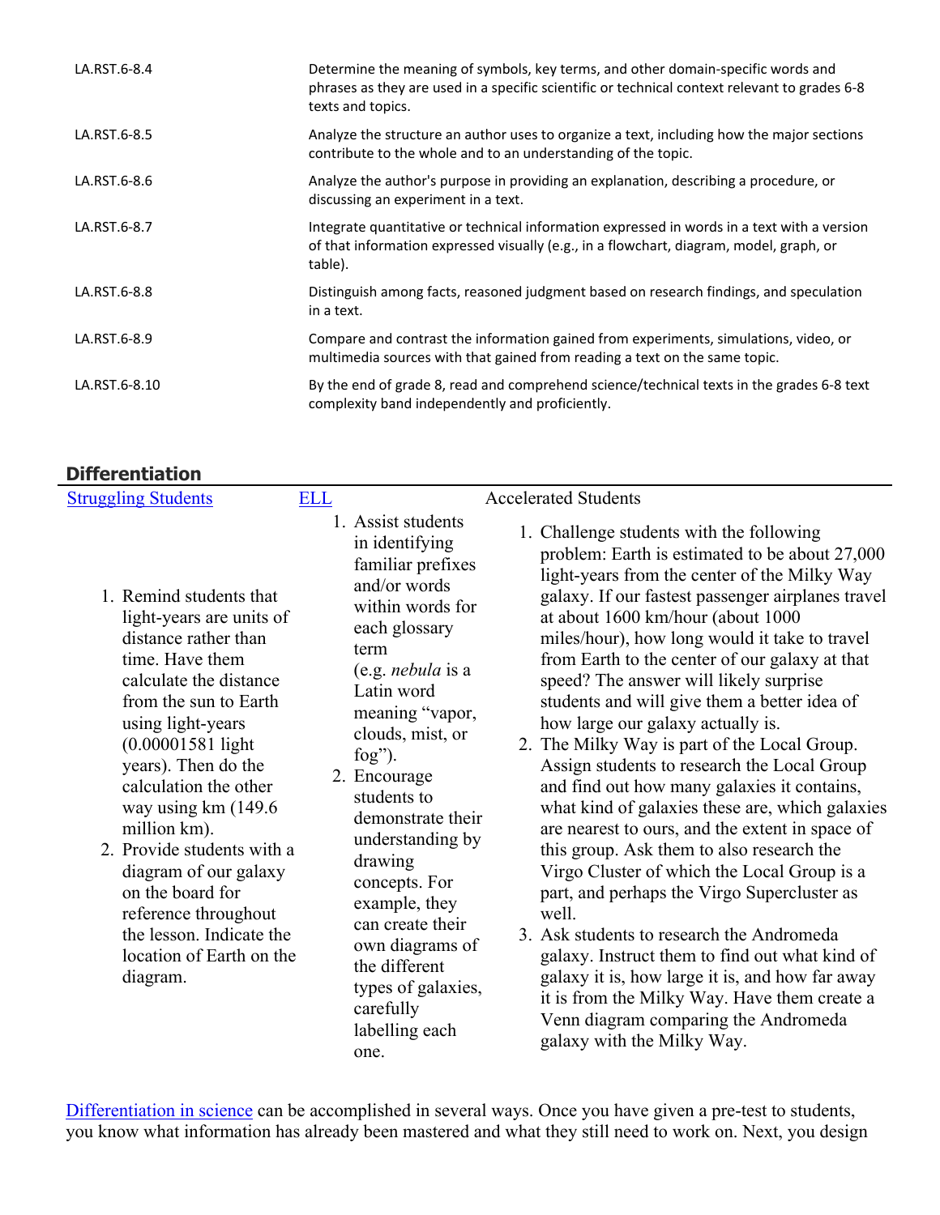| | |
|---|---|
| LA.RST.6-8.4 | Determine the meaning of symbols, key terms, and other domain-specific words and phrases as they are used in a specific scientific or technical context relevant to grades 6-8 texts and topics. |
| LA.RST.6-8.5 | Analyze the structure an author uses to organize a text, including how the major sections contribute to the whole and to an understanding of the topic. |
| LA.RST.6-8.6 | Analyze the author's purpose in providing an explanation, describing a procedure, or discussing an experiment in a text. |
| LA.RST.6-8.7 | Integrate quantitative or technical information expressed in words in a text with a version of that information expressed visually (e.g., in a flowchart, diagram, model, graph, or table). |
| LA.RST.6-8.8 | Distinguish among facts, reasoned judgment based on research findings, and speculation in a text. |
| LA.RST.6-8.9 | Compare and contrast the information gained from experiments, simulations, video, or multimedia sources with that gained from reading a text on the same topic. |
| LA.RST.6-8.10 | By the end of grade 8, read and comprehend science/technical texts in the grades 6-8 text complexity band independently and proficiently. |

## Differentiation

| Struggling Students | ELL | Accelerated Students |
|---|---|---|
| 1. Remind students that light-years are units of distance rather than time. Have them calculate the distance from the sun to Earth using light-years (0.00001581 light years). Then do the calculation the other way using km (149.6 million km).<br>2. Provide students with a diagram of our galaxy on the board for reference throughout the lesson. Indicate the location of Earth on the diagram. | 1. Assist students in identifying familiar prefixes and/or words within words for each glossary term (e.g. *nebula* is a Latin word meaning "vapor, clouds, mist, or fog").<br>2. Encourage students to demonstrate their understanding by drawing concepts. For example, they can create their own diagrams of the different types of galaxies, carefully labelling each one. | 1. Challenge students with the following problem: Earth is estimated to be about 27,000 light-years from the center of the Milky Way galaxy. If our fastest passenger airplanes travel at about 1600 km/hour (about 1000 miles/hour), how long would it take to travel from Earth to the center of our galaxy at that speed? The answer will likely surprise students and will give them a better idea of how large our galaxy actually is.<br>2. The Milky Way is part of the Local Group. Assign students to research the Local Group and find out how many galaxies it contains, what kind of galaxies these are, which galaxies are nearest to ours, and the extent in space of this group. Ask them to also research the Virgo Cluster of which the Local Group is a part, and perhaps the Virgo Supercluster as well.<br>3. Ask students to research the Andromeda galaxy. Instruct them to find out what kind of galaxy it is, how large it is, and how far away it is from the Milky Way. Have them create a Venn diagram comparing the Andromeda galaxy with the Milky Way. |

Differentiation in science can be accomplished in several ways. Once you have given a pre-test to students, you know what information has already been mastered and what they still need to work on. Next, you design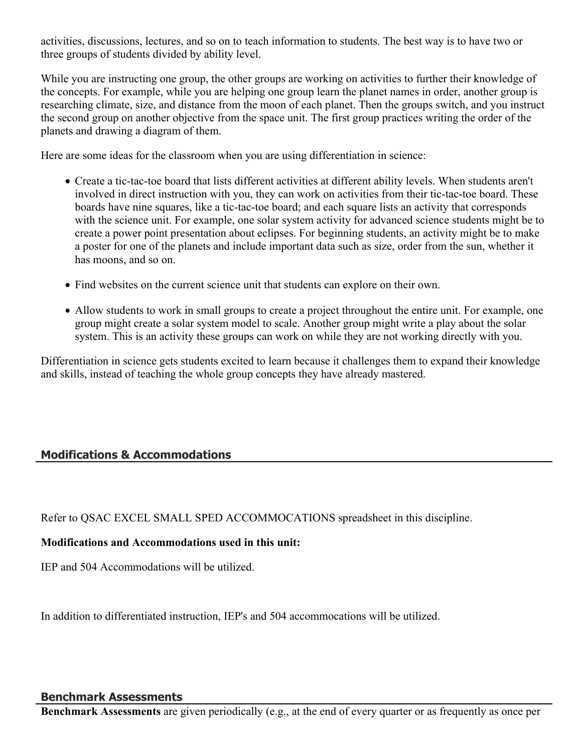activities, discussions, lectures, and so on to teach information to students. The best way is to have two or three groups of students divided by ability level.

While you are instructing one group, the other groups are working on activities to further their knowledge of the concepts. For example, while you are helping one group learn the planet names in order, another group is researching climate, size, and distance from the moon of each planet. Then the groups switch, and you instruct the second group on another objective from the space unit. The first group practices writing the order of the planets and drawing a diagram of them.

Here are some ideas for the classroom when you are using differentiation in science:

- Create a tic-tac-toe board that lists different activities at different ability levels. When students aren't involved in direct instruction with you, they can work on activities from their tic-tac-toe board. These boards have nine squares, like a tic-tac-toe board; and each square lists an activity that corresponds with the science unit. For example, one solar system activity for advanced science students might be to create a power point presentation about eclipses. For beginning students, an activity might be to make a poster for one of the planets and include important data such as size, order from the sun, whether it has moons, and so on.
- Find websites on the current science unit that students can explore on their own.
- Allow students to work in small groups to create a project throughout the entire unit. For example, one group might create a solar system model to scale. Another group might write a play about the solar system. This is an activity these groups can work on while they are not working directly with you.

Differentiation in science gets students excited to learn because it challenges them to expand their knowledge and skills, instead of teaching the whole group concepts they have already mastered.

## Modifications & Accommodations

Refer to QSAC EXCEL SMALL SPED ACCOMMOCATIONS spreadsheet in this discipline.

**Modifications and Accommodations used in this unit:**

IEP and 504 Accommodations will be utilized.

In addition to differentiated instruction, IEP's and 504 accommocations will be utilized.

## Benchmark Assessments

**Benchmark Assessments** are given periodically (e.g., at the end of every quarter or as frequently as once per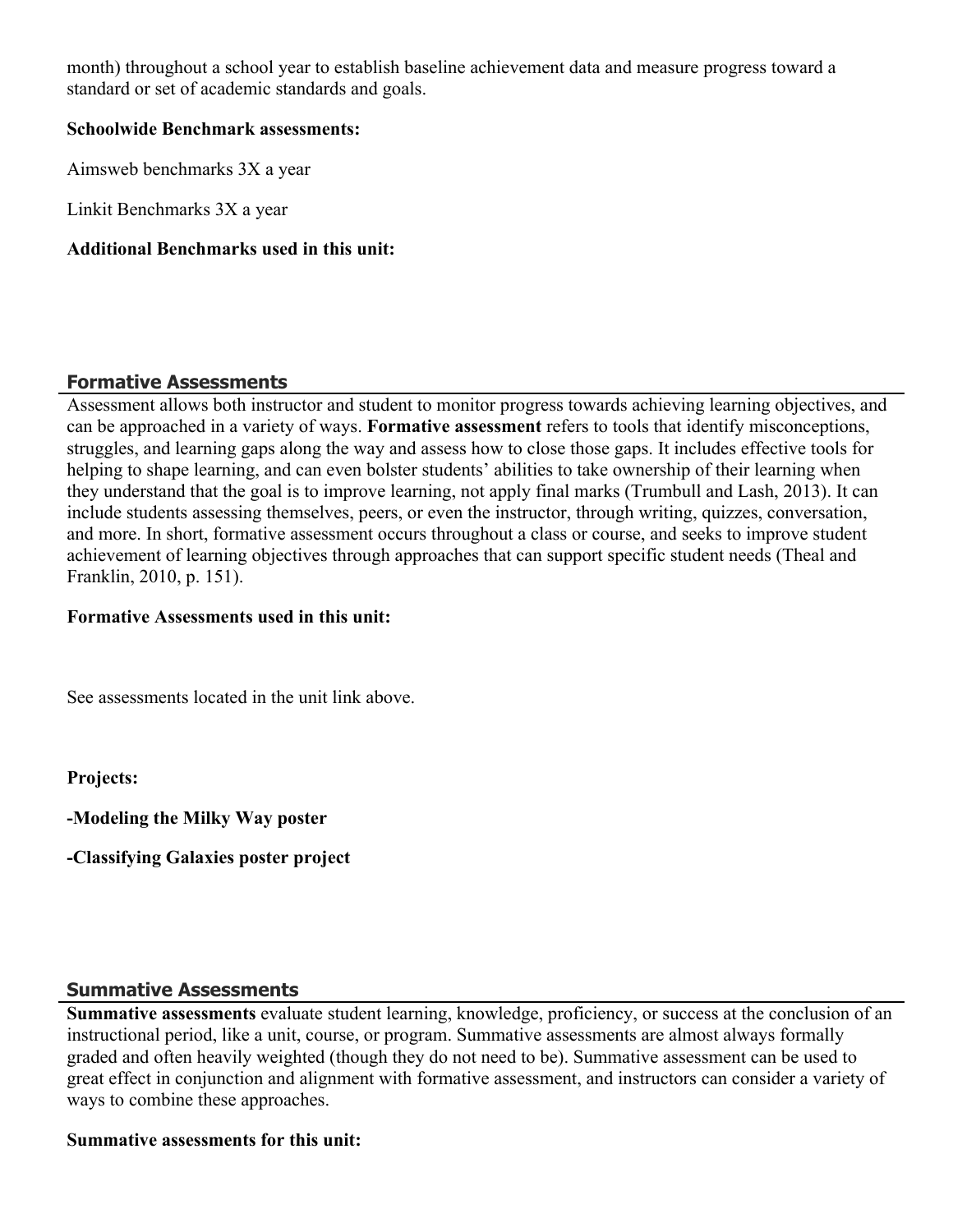month) throughout a school year to establish baseline achievement data and measure progress toward a standard or set of academic standards and goals.

**Schoolwide Benchmark assessments:**

Aimsweb benchmarks 3X a year

Linkit Benchmarks 3X a year

**Additional Benchmarks used in this unit:**

## Formative Assessments

Assessment allows both instructor and student to monitor progress towards achieving learning objectives, and can be approached in a variety of ways. **Formative assessment** refers to tools that identify misconceptions, struggles, and learning gaps along the way and assess how to close those gaps. It includes effective tools for helping to shape learning, and can even bolster students' abilities to take ownership of their learning when they understand that the goal is to improve learning, not apply final marks (Trumbull and Lash, 2013). It can include students assessing themselves, peers, or even the instructor, through writing, quizzes, conversation, and more. In short, formative assessment occurs throughout a class or course, and seeks to improve student achievement of learning objectives through approaches that can support specific student needs (Theal and Franklin, 2010, p. 151).

**Formative Assessments used in this unit:**

See assessments located in the unit link above.

**Projects:**

**-Modeling the Milky Way poster**

**-Classifying Galaxies poster project**

## Summative Assessments

**Summative assessments** evaluate student learning, knowledge, proficiency, or success at the conclusion of an instructional period, like a unit, course, or program. Summative assessments are almost always formally graded and often heavily weighted (though they do not need to be). Summative assessment can be used to great effect in conjunction and alignment with formative assessment, and instructors can consider a variety of ways to combine these approaches.

**Summative assessments for this unit:**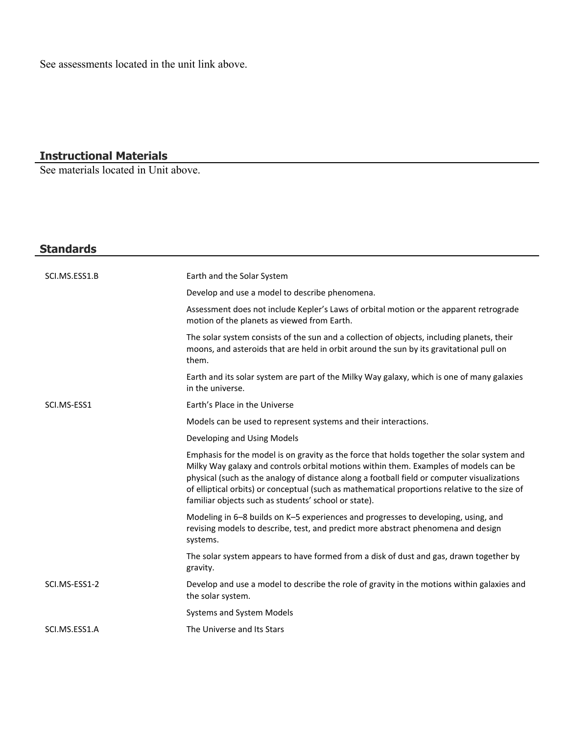See assessments located in the unit link above.

## Instructional Materials

See materials located in Unit above.

## Standards

| | |
|---|---|
| SCI.MS.ESS1.B | Earth and the Solar System |
| | Develop and use a model to describe phenomena. |
| | Assessment does not include Kepler's Laws of orbital motion or the apparent retrograde motion of the planets as viewed from Earth. |
| | The solar system consists of the sun and a collection of objects, including planets, their moons, and asteroids that are held in orbit around the sun by its gravitational pull on them. |
| | Earth and its solar system are part of the Milky Way galaxy, which is one of many galaxies in the universe. |
| SCI.MS-ESS1 | Earth's Place in the Universe |
| | Models can be used to represent systems and their interactions. |
| | Developing and Using Models |
| | Emphasis for the model is on gravity as the force that holds together the solar system and Milky Way galaxy and controls orbital motions within them. Examples of models can be physical (such as the analogy of distance along a football field or computer visualizations of elliptical orbits) or conceptual (such as mathematical proportions relative to the size of familiar objects such as students' school or state). |
| | Modeling in 6–8 builds on K–5 experiences and progresses to developing, using, and revising models to describe, test, and predict more abstract phenomena and design systems. |
| | The solar system appears to have formed from a disk of dust and gas, drawn together by gravity. |
| SCI.MS-ESS1-2 | Develop and use a model to describe the role of gravity in the motions within galaxies and the solar system. |
| | Systems and System Models |
| SCI.MS.ESS1.A | The Universe and Its Stars |